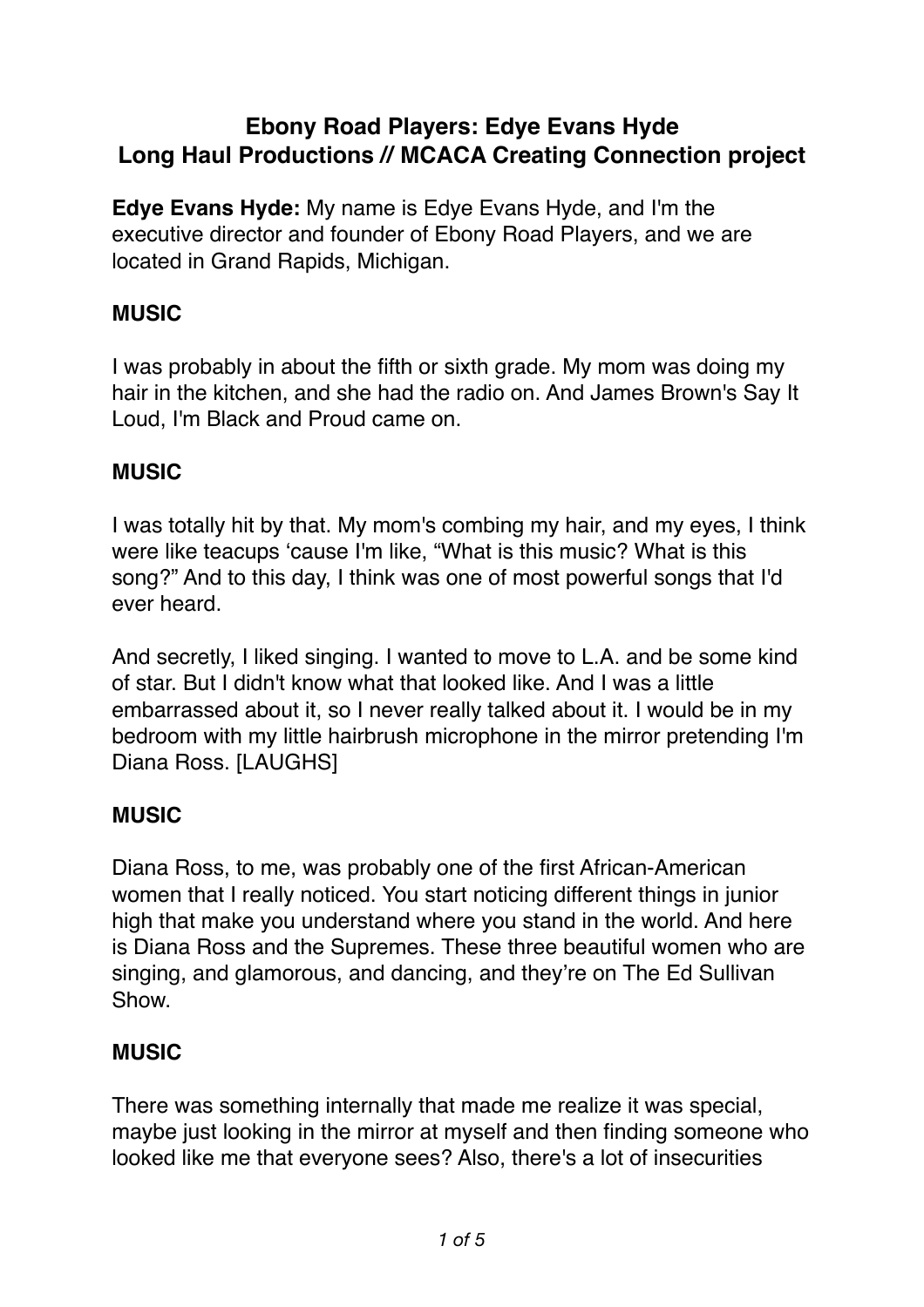# Ebony Road Players: Edye Evans Hyde
## Long Haul Productions // MCACA Creating Connection project

**Edye Evans Hyde:** My name is Edye Evans Hyde, and I'm the executive director and founder of Ebony Road Players, and we are located in Grand Rapids, Michigan.

**MUSIC**

I was probably in about the fifth or sixth grade. My mom was doing my hair in the kitchen, and she had the radio on. And James Brown's Say It Loud, I'm Black and Proud came on.

**MUSIC**

I was totally hit by that. My mom's combing my hair, and my eyes, I think were like teacups 'cause I'm like, "What is this music? What is this song?" And to this day, I think was one of most powerful songs that I'd ever heard.

And secretly, I liked singing. I wanted to move to L.A. and be some kind of star. But I didn't know what that looked like. And I was a little embarrassed about it, so I never really talked about it. I would be in my bedroom with my little hairbrush microphone in the mirror pretending I'm Diana Ross. [LAUGHS]

**MUSIC**

Diana Ross, to me, was probably one of the first African-American women that I really noticed. You start noticing different things in junior high that make you understand where you stand in the world. And here is Diana Ross and the Supremes. These three beautiful women who are singing, and glamorous, and dancing, and they're on The Ed Sullivan Show.

**MUSIC**

There was something internally that made me realize it was special, maybe just looking in the mirror at myself and then finding someone who looked like me that everyone sees? Also, there's a lot of insecurities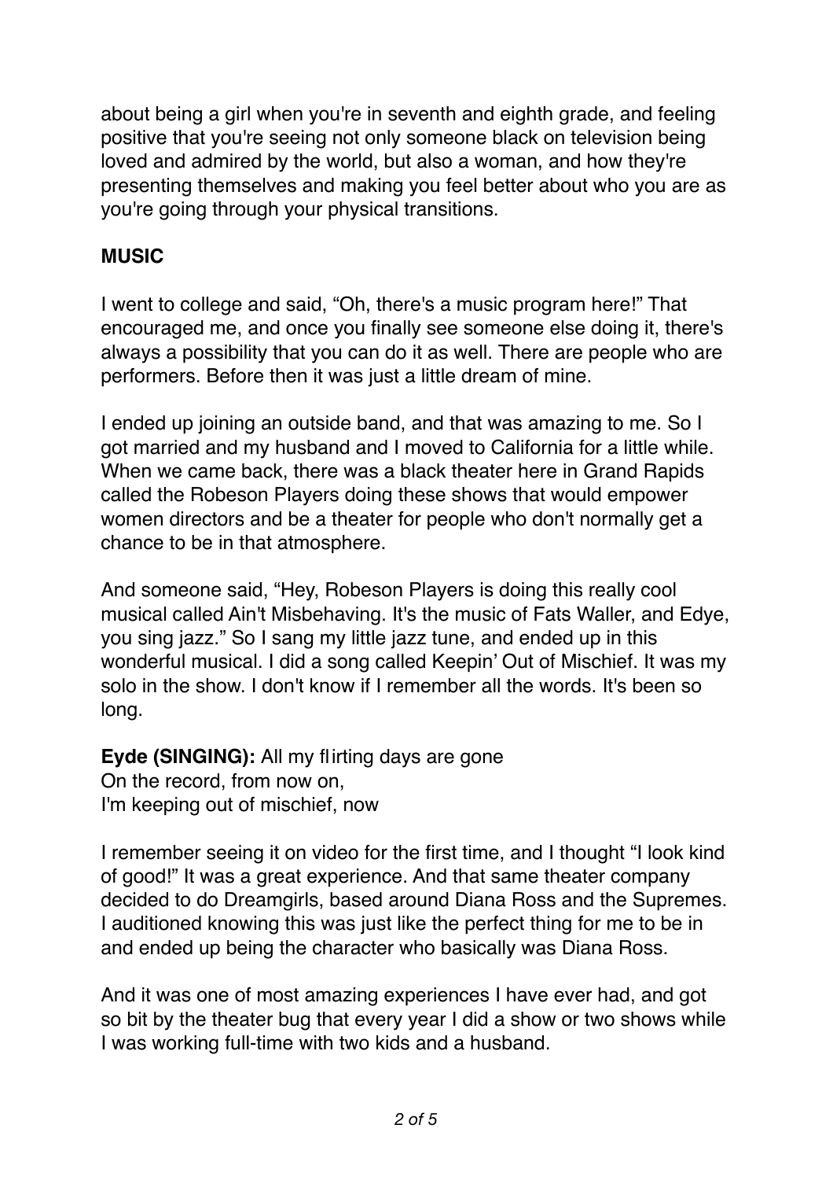about being a girl when you're in seventh and eighth grade, and feeling positive that you're seeing not only someone black on television being loved and admired by the world, but also a woman, and how they're presenting themselves and making you feel better about who you are as you're going through your physical transitions.

**MUSIC**

I went to college and said, "Oh, there's a music program here!" That encouraged me, and once you finally see someone else doing it, there's always a possibility that you can do it as well. There are people who are performers. Before then it was just a little dream of mine.

I ended up joining an outside band, and that was amazing to me. So I got married and my husband and I moved to California for a little while. When we came back, there was a black theater here in Grand Rapids called the Robeson Players doing these shows that would empower women directors and be a theater for people who don't normally get a chance to be in that atmosphere.

And someone said, "Hey, Robeson Players is doing this really cool musical called Ain't Misbehaving. It's the music of Fats Waller, and Edye, you sing jazz." So I sang my little jazz tune, and ended up in this wonderful musical. I did a song called Keepin' Out of Mischief. It was my solo in the show. I don't know if I remember all the words. It's been so long.

**Eyde (SINGING):** All my flirting days are gone
On the record, from now on,
I'm keeping out of mischief, now

I remember seeing it on video for the first time, and I thought "I look kind of good!" It was a great experience. And that same theater company decided to do Dreamgirls, based around Diana Ross and the Supremes. I auditioned knowing this was just like the perfect thing for me to be in and ended up being the character who basically was Diana Ross.

And it was one of most amazing experiences I have ever had, and got so bit by the theater bug that every year I did a show or two shows while I was working full-time with two kids and a husband.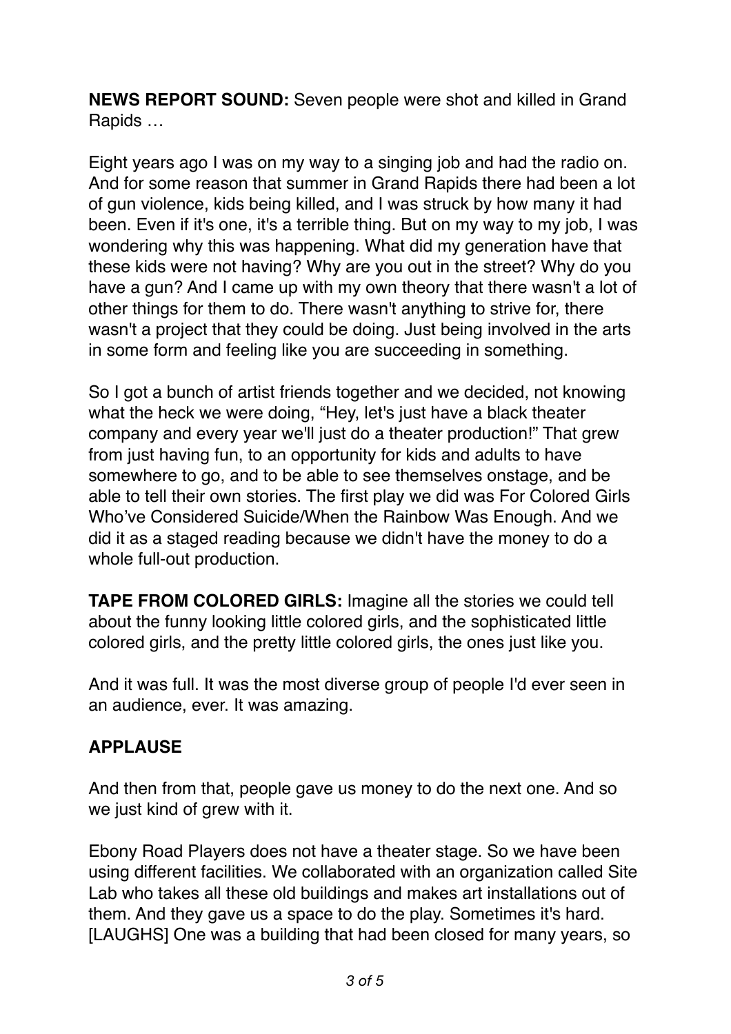**NEWS REPORT SOUND:** Seven people were shot and killed in Grand Rapids …

Eight years ago I was on my way to a singing job and had the radio on. And for some reason that summer in Grand Rapids there had been a lot of gun violence, kids being killed, and I was struck by how many it had been. Even if it's one, it's a terrible thing. But on my way to my job, I was wondering why this was happening. What did my generation have that these kids were not having? Why are you out in the street? Why do you have a gun? And I came up with my own theory that there wasn't a lot of other things for them to do. There wasn't anything to strive for, there wasn't a project that they could be doing. Just being involved in the arts in some form and feeling like you are succeeding in something.

So I got a bunch of artist friends together and we decided, not knowing what the heck we were doing, "Hey, let's just have a black theater company and every year we'll just do a theater production!" That grew from just having fun, to an opportunity for kids and adults to have somewhere to go, and to be able to see themselves onstage, and be able to tell their own stories. The first play we did was For Colored Girls Who've Considered Suicide/When the Rainbow Was Enough. And we did it as a staged reading because we didn't have the money to do a whole full-out production.

**TAPE FROM COLORED GIRLS:** Imagine all the stories we could tell about the funny looking little colored girls, and the sophisticated little colored girls, and the pretty little colored girls, the ones just like you.

And it was full. It was the most diverse group of people I'd ever seen in an audience, ever. It was amazing.

**APPLAUSE**

And then from that, people gave us money to do the next one. And so we just kind of grew with it.

Ebony Road Players does not have a theater stage. So we have been using different facilities. We collaborated with an organization called Site Lab who takes all these old buildings and makes art installations out of them. And they gave us a space to do the play. Sometimes it's hard. [LAUGHS] One was a building that had been closed for many years, so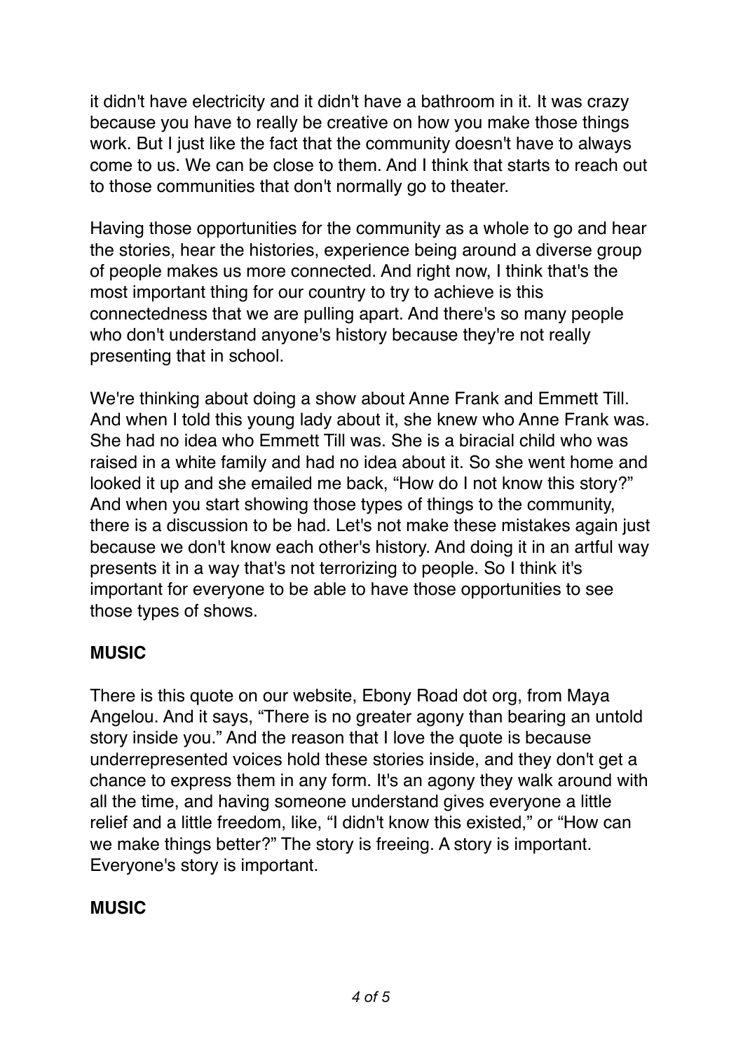it didn't have electricity and it didn't have a bathroom in it. It was crazy because you have to really be creative on how you make those things work. But I just like the fact that the community doesn't have to always come to us. We can be close to them. And I think that starts to reach out to those communities that don't normally go to theater.

Having those opportunities for the community as a whole to go and hear the stories, hear the histories, experience being around a diverse group of people makes us more connected. And right now, I think that's the most important thing for our country to try to achieve is this connectedness that we are pulling apart. And there's so many people who don't understand anyone's history because they're not really presenting that in school.

We're thinking about doing a show about Anne Frank and Emmett Till. And when I told this young lady about it, she knew who Anne Frank was. She had no idea who Emmett Till was. She is a biracial child who was raised in a white family and had no idea about it. So she went home and looked it up and she emailed me back, "How do I not know this story?" And when you start showing those types of things to the community, there is a discussion to be had. Let's not make these mistakes again just because we don't know each other's history. And doing it in an artful way presents it in a way that's not terrorizing to people. So I think it's important for everyone to be able to have those opportunities to see those types of shows.

**MUSIC**

There is this quote on our website, Ebony Road dot org, from Maya Angelou. And it says, "There is no greater agony than bearing an untold story inside you." And the reason that I love the quote is because underrepresented voices hold these stories inside, and they don't get a chance to express them in any form. It's an agony they walk around with all the time, and having someone understand gives everyone a little relief and a little freedom, like, "I didn't know this existed," or "How can we make things better?" The story is freeing. A story is important. Everyone's story is important.

**MUSIC**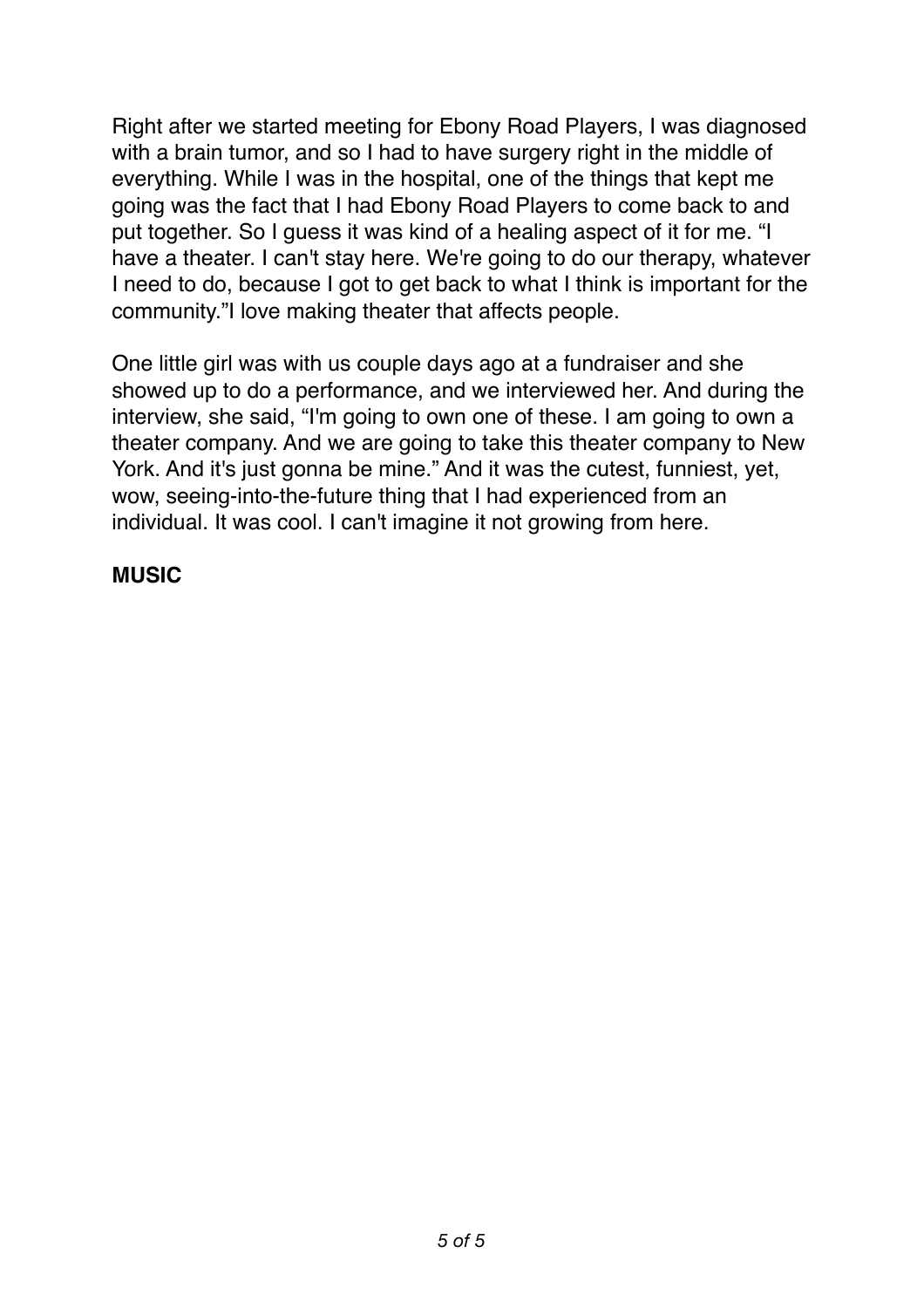Right after we started meeting for Ebony Road Players, I was diagnosed with a brain tumor, and so I had to have surgery right in the middle of everything. While I was in the hospital, one of the things that kept me going was the fact that I had Ebony Road Players to come back to and put together. So I guess it was kind of a healing aspect of it for me. "I have a theater. I can't stay here. We're going to do our therapy, whatever I need to do, because I got to get back to what I think is important for the community."I love making theater that affects people.

One little girl was with us couple days ago at a fundraiser and she showed up to do a performance, and we interviewed her. And during the interview, she said, "I'm going to own one of these. I am going to own a theater company. And we are going to take this theater company to New York. And it's just gonna be mine." And it was the cutest, funniest, yet, wow, seeing-into-the-future thing that I had experienced from an individual. It was cool. I can't imagine it not growing from here.

**MUSIC**